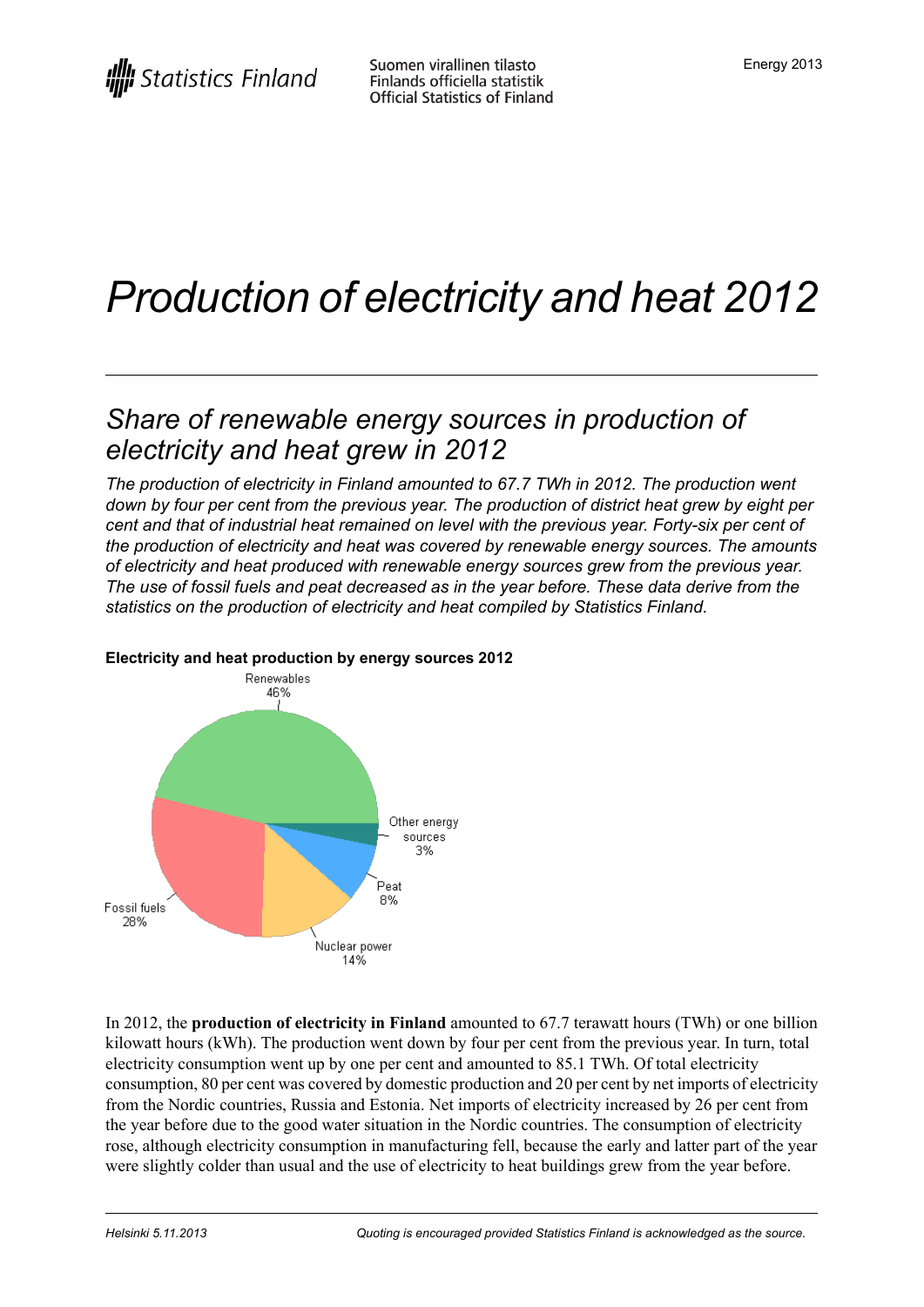# Production of electricity and heat 2012

## Share of renewable energy sources in production of electricity and heat grew in 2012

*The production of electricity in Finland amounted to 67.7 TWh in 2012. The production went down by four per cent from the previous year. The production of district heat grew by eight per cent and that of industrial heat remained on level with the previous year. Forty-six per cent of the production of electricity and heat was covered by renewable energy sources. The amounts of electricity and heat produced with renewable energy sources grew from the previous year. The use of fossil fuels and peat decreased as in the year before. These data derive from the statistics on the production of electricity and heat compiled by Statistics Finland.*

**Electricity and heat production by energy sources 2012**

| Energy source | Share |
|---|---|
| Renewables | 46% |
| Fossil fuels | 28% |
| Nuclear power | 14% |
| Peat | 8% |
| Other energy sources | 3% |

In 2012, the **production of electricity in Finland** amounted to 67.7 terawatt hours (TWh) or one billion kilowatt hours (kWh). The production went down by four per cent from the previous year. In turn, total electricity consumption went up by one per cent and amounted to 85.1 TWh. Of total electricity consumption, 80 per cent was covered by domestic production and 20 per cent by net imports of electricity from the Nordic countries, Russia and Estonia. Net imports of electricity increased by 26 per cent from the year before due to the good water situation in the Nordic countries. The consumption of electricity rose, although electricity consumption in manufacturing fell, because the early and latter part of the year were slightly colder than usual and the use of electricity to heat buildings grew from the year before.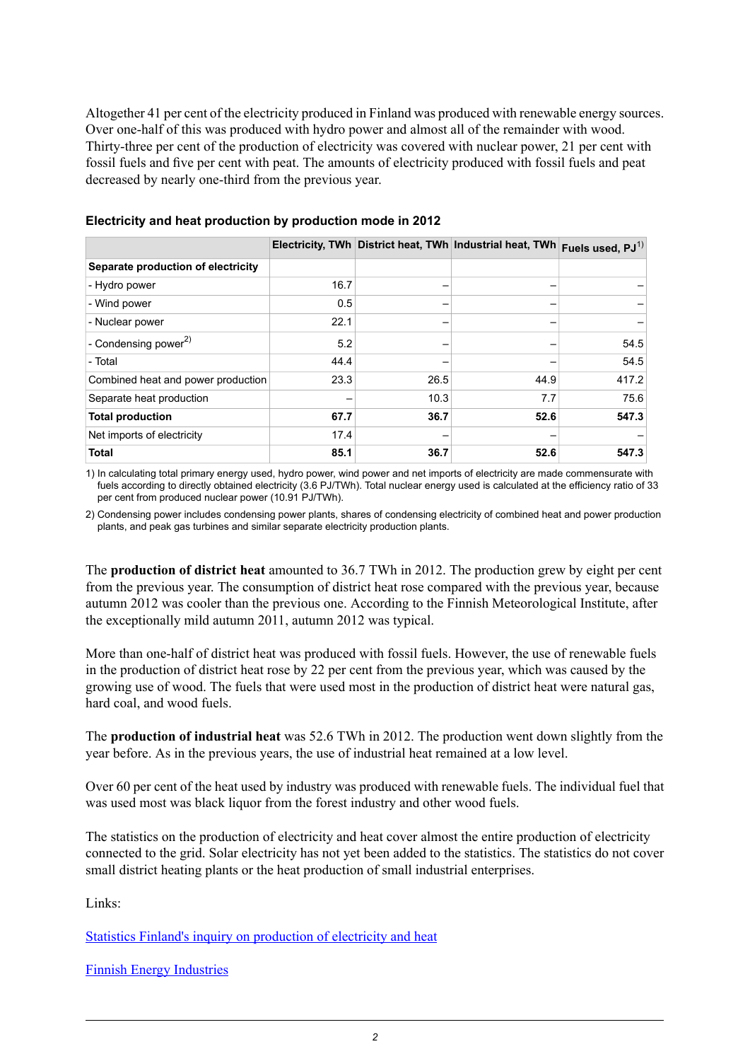Altogether 41 per cent of the electricity produced in Finland was produced with renewable energy sources. Over one-half of this was produced with hydro power and almost all of the remainder with wood. Thirty-three per cent of the production of electricity was covered with nuclear power, 21 per cent with fossil fuels and five per cent with peat. The amounts of electricity produced with fossil fuels and peat decreased by nearly one-third from the previous year.

### Electricity and heat production by production mode in 2012

| | Electricity, TWh | District heat, TWh | Industrial heat, TWh | Fuels used, PJ[1] |
|---|---|---|---|---|
| **Separate production of electricity** | | | | |
| - Hydro power | 16.7 | – | – | – |
| - Wind power | 0.5 | – | – | – |
| - Nuclear power | 22.1 | – | – | – |
| - Condensing power[2] | 5.2 | – | – | 54.5 |
| - Total | 44.4 | – | – | 54.5 |
| Combined heat and power production | 23.3 | 26.5 | 44.9 | 417.2 |
| Separate heat production | – | 10.3 | 7.7 | 75.6 |
| **Total production** | **67.7** | **36.7** | **52.6** | **547.3** |
| Net imports of electricity | 17.4 | – | – | – |
| **Total** | **85.1** | **36.7** | **52.6** | **547.3** |

1) In calculating total primary energy used, hydro power, wind power and net imports of electricity are made commensurate with fuels according to directly obtained electricity (3.6 PJ/TWh). Total nuclear energy used is calculated at the efficiency ratio of 33 per cent from produced nuclear power (10.91 PJ/TWh).

2) Condensing power includes condensing power plants, shares of condensing electricity of combined heat and power production plants, and peak gas turbines and similar separate electricity production plants.

The **production of district heat** amounted to 36.7 TWh in 2012. The production grew by eight per cent from the previous year. The consumption of district heat rose compared with the previous year, because autumn 2012 was cooler than the previous one. According to the Finnish Meteorological Institute, after the exceptionally mild autumn 2011, autumn 2012 was typical.

More than one-half of district heat was produced with fossil fuels. However, the use of renewable fuels in the production of district heat rose by 22 per cent from the previous year, which was caused by the growing use of wood. The fuels that were used most in the production of district heat were natural gas, hard coal, and wood fuels.

The **production of industrial heat** was 52.6 TWh in 2012. The production went down slightly from the year before. As in the previous years, the use of industrial heat remained at a low level.

Over 60 per cent of the heat used by industry was produced with renewable fuels. The individual fuel that was used most was black liquor from the forest industry and other wood fuels.

The statistics on the production of electricity and heat cover almost the entire production of electricity connected to the grid. Solar electricity has not yet been added to the statistics. The statistics do not cover small district heating plants or the heat production of small industrial enterprises.

Links:

[Statistics Finland's inquiry on production of electricity and heat]

[Finnish Energy Industries]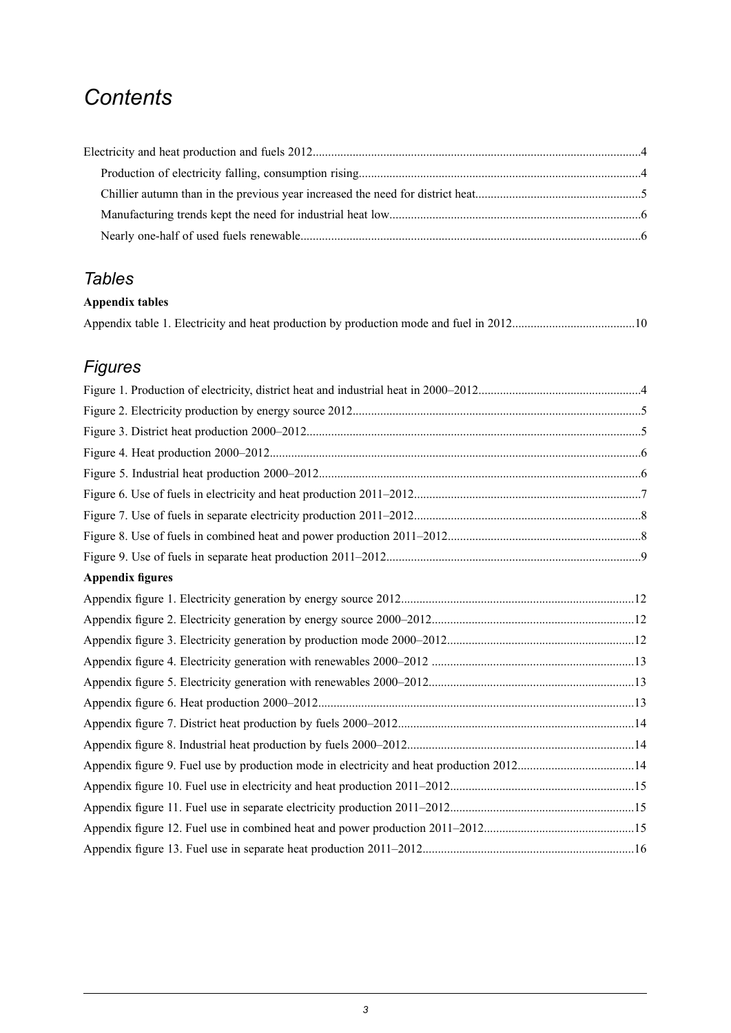# *Contents*

Electricity and heat production and fuels 2012.....4

- Production of electricity falling, consumption rising.....4
- Chillier autumn than in the previous year increased the need for district heat.....5
- Manufacturing trends kept the need for industrial heat low.....6
- Nearly one-half of used fuels renewable.....6

## *Tables*

**Appendix tables**

Appendix table 1. Electricity and heat production by production mode and fuel in 2012.....10

## *Figures*

Figure 1. Production of electricity, district heat and industrial heat in 2000–2012.....4

Figure 2. Electricity production by energy source 2012.....5

Figure 3. District heat production 2000–2012.....5

Figure 4. Heat production 2000–2012.....6

Figure 5. Industrial heat production 2000–2012.....6

Figure 6. Use of fuels in electricity and heat production 2011–2012.....7

Figure 7. Use of fuels in separate electricity production 2011–2012.....8

Figure 8. Use of fuels in combined heat and power production 2011–2012.....8

Figure 9. Use of fuels in separate heat production 2011–2012.....9

**Appendix figures**

Appendix figure 1. Electricity generation by energy source 2012.....12

Appendix figure 2. Electricity generation by energy source 2000–2012.....12

Appendix figure 3. Electricity generation by production mode 2000–2012.....12

Appendix figure 4. Electricity generation with renewables 2000–2012 .....13

Appendix figure 5. Electricity generation with renewables 2000–2012.....13

Appendix figure 6. Heat production 2000–2012.....13

Appendix figure 7. District heat production by fuels 2000–2012.....14

Appendix figure 8. Industrial heat production by fuels 2000–2012.....14

Appendix figure 9. Fuel use by production mode in electricity and heat production 2012.....14

Appendix figure 10. Fuel use in electricity and heat production 2011–2012.....15

Appendix figure 11. Fuel use in separate electricity production 2011–2012.....15

Appendix figure 12. Fuel use in combined heat and power production 2011–2012.....15

Appendix figure 13. Fuel use in separate heat production 2011–2012.....16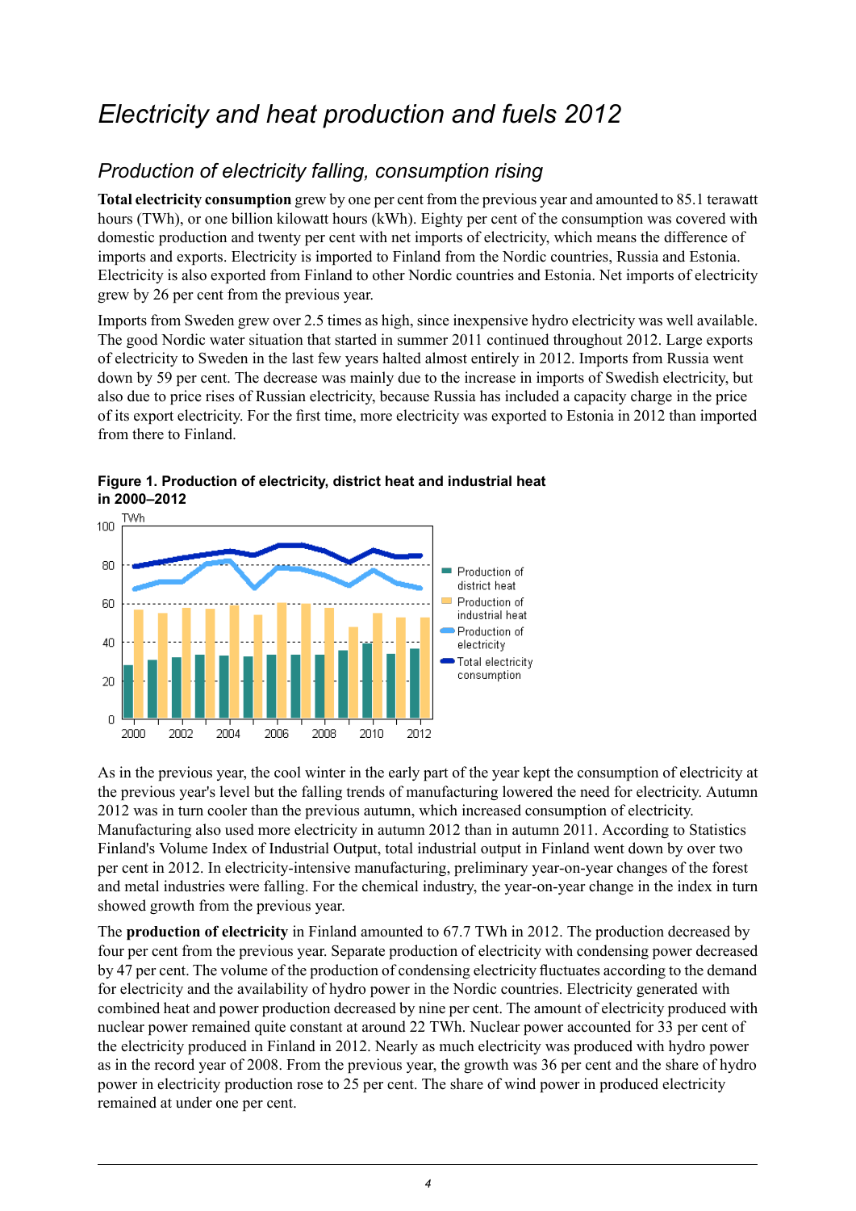# Electricity and heat production and fuels 2012

## Production of electricity falling, consumption rising

**Total electricity consumption** grew by one per cent from the previous year and amounted to 85.1 terawatt hours (TWh), or one billion kilowatt hours (kWh). Eighty per cent of the consumption was covered with domestic production and twenty per cent with net imports of electricity, which means the difference of imports and exports. Electricity is imported to Finland from the Nordic countries, Russia and Estonia. Electricity is also exported from Finland to other Nordic countries and Estonia. Net imports of electricity grew by 26 per cent from the previous year.

Imports from Sweden grew over 2.5 times as high, since inexpensive hydro electricity was well available. The good Nordic water situation that started in summer 2011 continued throughout 2012. Large exports of electricity to Sweden in the last few years halted almost entirely in 2012. Imports from Russia went down by 59 per cent. The decrease was mainly due to the increase in imports of Swedish electricity, but also due to price rises of Russian electricity, because Russia has included a capacity charge in the price of its export electricity. For the first time, more electricity was exported to Estonia in 2012 than imported from there to Finland.

**Figure 1. Production of electricity, district heat and industrial heat in 2000–2012**

As in the previous year, the cool winter in the early part of the year kept the consumption of electricity at the previous year's level but the falling trends of manufacturing lowered the need for electricity. Autumn 2012 was in turn cooler than the previous autumn, which increased consumption of electricity. Manufacturing also used more electricity in autumn 2012 than in autumn 2011. According to Statistics Finland's Volume Index of Industrial Output, total industrial output in Finland went down by over two per cent in 2012. In electricity-intensive manufacturing, preliminary year-on-year changes of the forest and metal industries were falling. For the chemical industry, the year-on-year change in the index in turn showed growth from the previous year.

The **production of electricity** in Finland amounted to 67.7 TWh in 2012. The production decreased by four per cent from the previous year. Separate production of electricity with condensing power decreased by 47 per cent. The volume of the production of condensing electricity fluctuates according to the demand for electricity and the availability of hydro power in the Nordic countries. Electricity generated with combined heat and power production decreased by nine per cent. The amount of electricity produced with nuclear power remained quite constant at around 22 TWh. Nuclear power accounted for 33 per cent of the electricity produced in Finland in 2012. Nearly as much electricity was produced with hydro power as in the record year of 2008. From the previous year, the growth was 36 per cent and the share of hydro power in electricity production rose to 25 per cent. The share of wind power in produced electricity remained at under one per cent.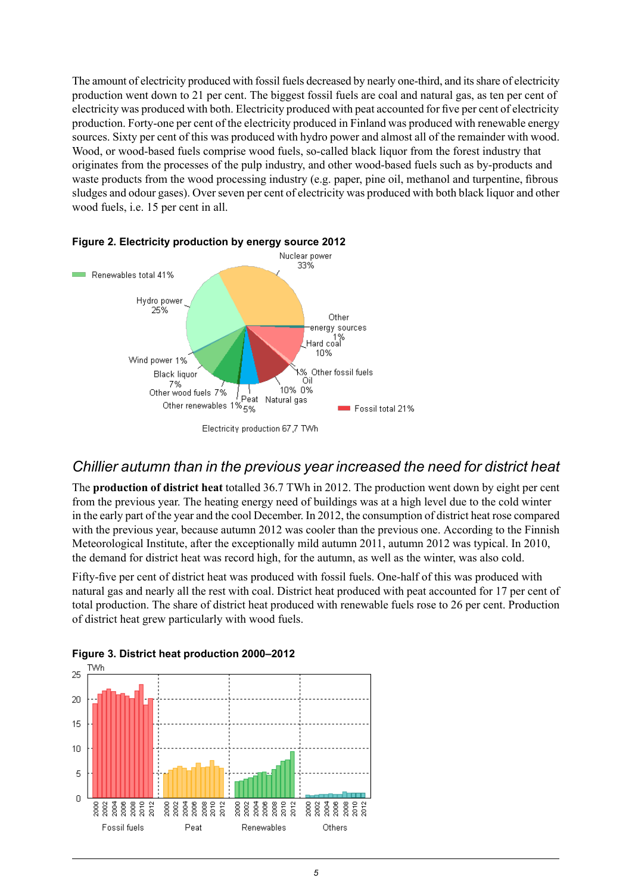The amount of electricity produced with fossil fuels decreased by nearly one-third, and its share of electricity production went down to 21 per cent. The biggest fossil fuels are coal and natural gas, as ten per cent of electricity was produced with both. Electricity produced with peat accounted for five per cent of electricity production. Forty-one per cent of the electricity produced in Finland was produced with renewable energy sources. Sixty per cent of this was produced with hydro power and almost all of the remainder with wood. Wood, or wood-based fuels comprise wood fuels, so-called black liquor from the forest industry that originates from the processes of the pulp industry, and other wood-based fuels such as by-products and waste products from the wood processing industry (e.g. paper, pine oil, methanol and turpentine, fibrous sludges and odour gases). Over seven per cent of electricity was produced with both black liquor and other wood fuels, i.e. 15 per cent in all.

**Figure 2. Electricity production by energy source 2012**

Renewables total 41%: Hydro power 25%, Wind power 1%, Black liquor 7%, Other wood fuels 7%, Other renewables 1%

Fossil total 21%: Hard coal 10%, Other fossil fuels 1%, Oil 0%, Natural gas 10%

Nuclear power 33%, Peat 5%, Other energy sources 1%

Electricity production 67,7 TWh

## Chillier autumn than in the previous year increased the need for district heat

The **production of district heat** totalled 36.7 TWh in 2012. The production went down by eight per cent from the previous year. The heating energy need of buildings was at a high level due to the cold winter in the early part of the year and the cool December. In 2012, the consumption of district heat rose compared with the previous year, because autumn 2012 was cooler than the previous one. According to the Finnish Meteorological Institute, after the exceptionally mild autumn 2011, autumn 2012 was typical. In 2010, the demand for district heat was record high, for the autumn, as well as the winter, was also cold.

Fifty-five per cent of district heat was produced with fossil fuels. One-half of this was produced with natural gas and nearly all the rest with coal. District heat produced with peat accounted for 17 per cent of total production. The share of district heat produced with renewable fuels rose to 26 per cent. Production of district heat grew particularly with wood fuels.

**Figure 3. District heat production 2000–2012**

TWh (0–25); series 2000–2012 for: Fossil fuels, Peat, Renewables, Others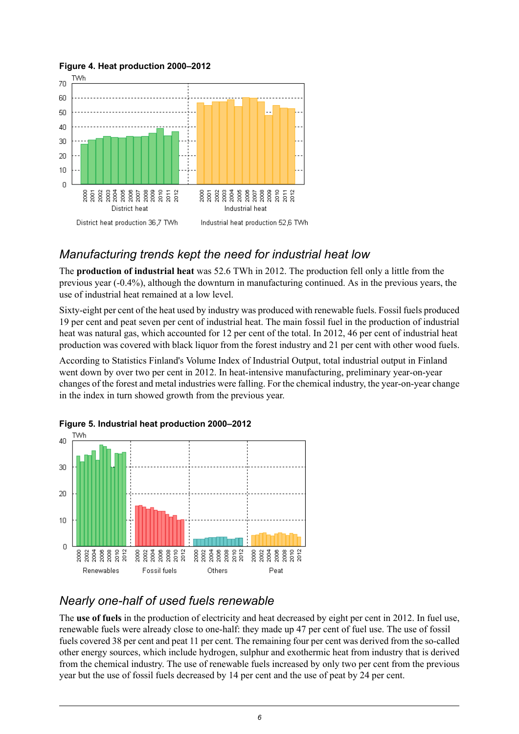**Figure 4. Heat production 2000–2012**

District heat production 36,7 TWh

Industrial heat production 52,6 TWh

## *Manufacturing trends kept the need for industrial heat low*

The **production of industrial heat** was 52.6 TWh in 2012. The production fell only a little from the previous year (-0.4%), although the downturn in manufacturing continued. As in the previous years, the use of industrial heat remained at a low level.

Sixty-eight per cent of the heat used by industry was produced with renewable fuels. Fossil fuels produced 19 per cent and peat seven per cent of industrial heat. The main fossil fuel in the production of industrial heat was natural gas, which accounted for 12 per cent of the total. In 2012, 46 per cent of industrial heat production was covered with black liquor from the forest industry and 21 per cent with other wood fuels.

According to Statistics Finland's Volume Index of Industrial Output, total industrial output in Finland went down by over two per cent in 2012. In heat-intensive manufacturing, preliminary year-on-year changes of the forest and metal industries were falling. For the chemical industry, the year-on-year change in the index in turn showed growth from the previous year.

**Figure 5. Industrial heat production 2000–2012**

## *Nearly one-half of used fuels renewable*

The **use of fuels** in the production of electricity and heat decreased by eight per cent in 2012. In fuel use, renewable fuels were already close to one-half: they made up 47 per cent of fuel use. The use of fossil fuels covered 38 per cent and peat 11 per cent. The remaining four per cent was derived from the so-called other energy sources, which include hydrogen, sulphur and exothermic heat from industry that is derived from the chemical industry. The use of renewable fuels increased by only two per cent from the previous year but the use of fossil fuels decreased by 14 per cent and the use of peat by 24 per cent.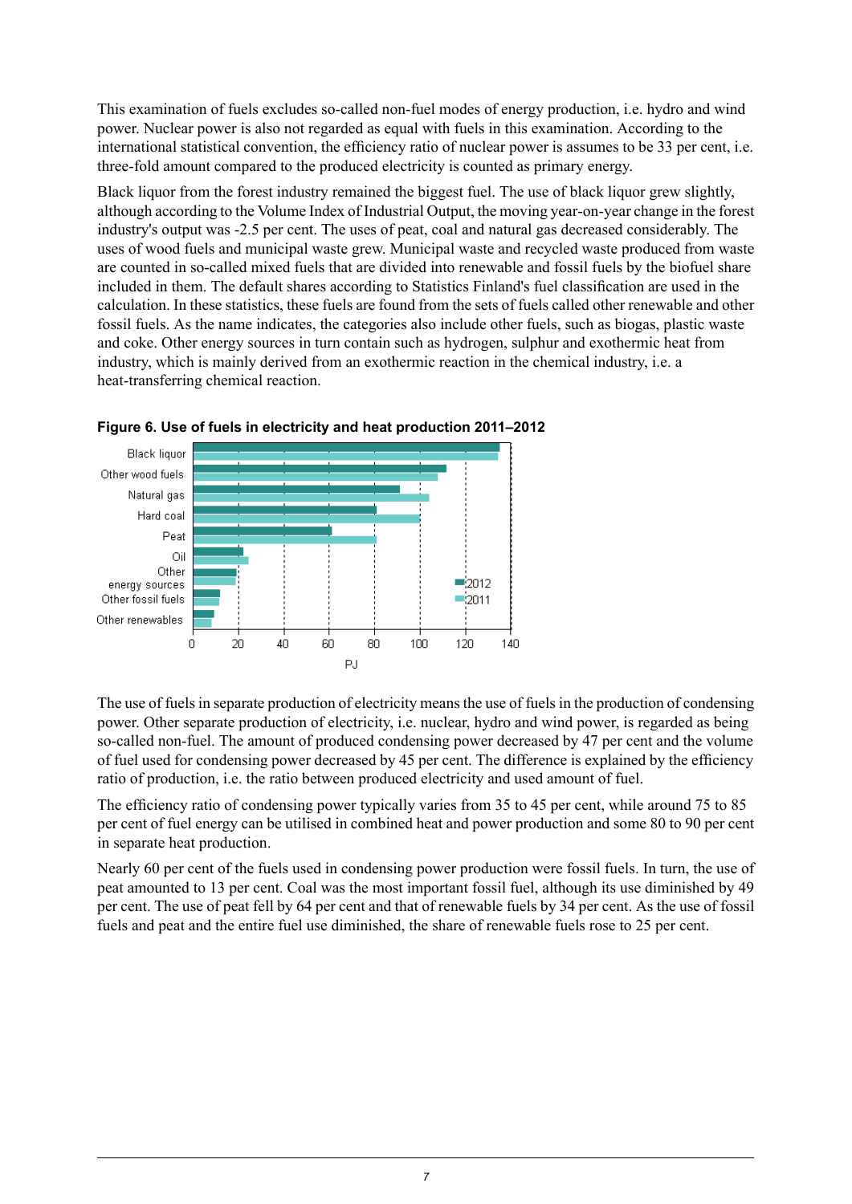This examination of fuels excludes so-called non-fuel modes of energy production, i.e. hydro and wind power. Nuclear power is also not regarded as equal with fuels in this examination. According to the international statistical convention, the efficiency ratio of nuclear power is assumes to be 33 per cent, i.e. three-fold amount compared to the produced electricity is counted as primary energy.

Black liquor from the forest industry remained the biggest fuel. The use of black liquor grew slightly, although according to the Volume Index of Industrial Output, the moving year-on-year change in the forest industry's output was -2.5 per cent. The uses of peat, coal and natural gas decreased considerably. The uses of wood fuels and municipal waste grew. Municipal waste and recycled waste produced from waste are counted in so-called mixed fuels that are divided into renewable and fossil fuels by the biofuel share included in them. The default shares according to Statistics Finland's fuel classification are used in the calculation. In these statistics, these fuels are found from the sets of fuels called other renewable and other fossil fuels. As the name indicates, the categories also include other fuels, such as biogas, plastic waste and coke. Other energy sources in turn contain such as hydrogen, sulphur and exothermic heat from industry, which is mainly derived from an exothermic reaction in the chemical industry, i.e. a heat-transferring chemical reaction.

**Figure 6. Use of fuels in electricity and heat production 2011–2012**

The use of fuels in separate production of electricity means the use of fuels in the production of condensing power. Other separate production of electricity, i.e. nuclear, hydro and wind power, is regarded as being so-called non-fuel. The amount of produced condensing power decreased by 47 per cent and the volume of fuel used for condensing power decreased by 45 per cent. The difference is explained by the efficiency ratio of production, i.e. the ratio between produced electricity and used amount of fuel.

The efficiency ratio of condensing power typically varies from 35 to 45 per cent, while around 75 to 85 per cent of fuel energy can be utilised in combined heat and power production and some 80 to 90 per cent in separate heat production.

Nearly 60 per cent of the fuels used in condensing power production were fossil fuels. In turn, the use of peat amounted to 13 per cent. Coal was the most important fossil fuel, although its use diminished by 49 per cent. The use of peat fell by 64 per cent and that of renewable fuels by 34 per cent. As the use of fossil fuels and peat and the entire fuel use diminished, the share of renewable fuels rose to 25 per cent.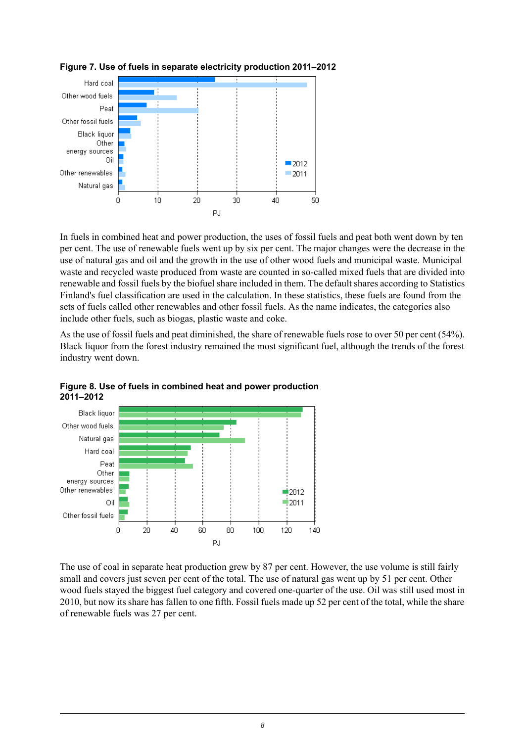**Figure 7. Use of fuels in separate electricity production 2011–2012**

In fuels in combined heat and power production, the uses of fossil fuels and peat both went down by ten per cent. The use of renewable fuels went up by six per cent. The major changes were the decrease in the use of natural gas and oil and the growth in the use of other wood fuels and municipal waste. Municipal waste and recycled waste produced from waste are counted in so-called mixed fuels that are divided into renewable and fossil fuels by the biofuel share included in them. The default shares according to Statistics Finland's fuel classification are used in the calculation. In these statistics, these fuels are found from the sets of fuels called other renewables and other fossil fuels. As the name indicates, the categories also include other fuels, such as biogas, plastic waste and coke.

As the use of fossil fuels and peat diminished, the share of renewable fuels rose to over 50 per cent (54%). Black liquor from the forest industry remained the most significant fuel, although the trends of the forest industry went down.

**Figure 8. Use of fuels in combined heat and power production 2011–2012**

The use of coal in separate heat production grew by 87 per cent. However, the use volume is still fairly small and covers just seven per cent of the total. The use of natural gas went up by 51 per cent. Other wood fuels stayed the biggest fuel category and covered one-quarter of the use. Oil was still used most in 2010, but now its share has fallen to one fifth. Fossil fuels made up 52 per cent of the total, while the share of renewable fuels was 27 per cent.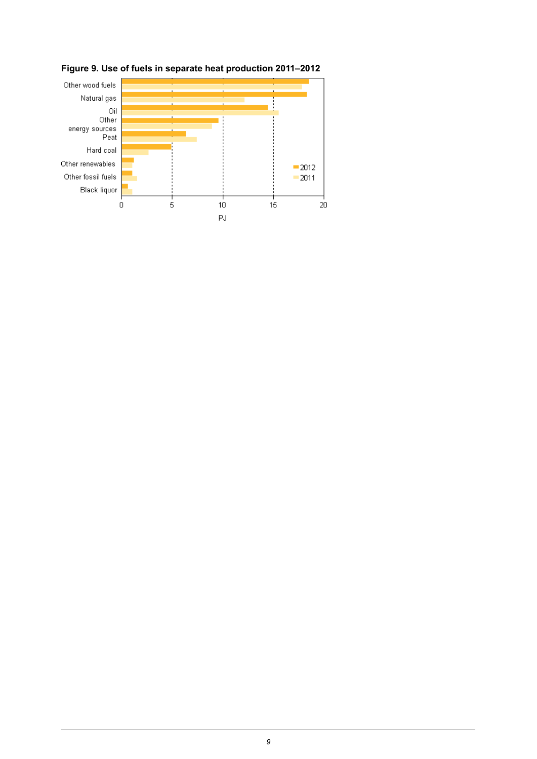**Figure 9. Use of fuels in separate heat production 2011–2012**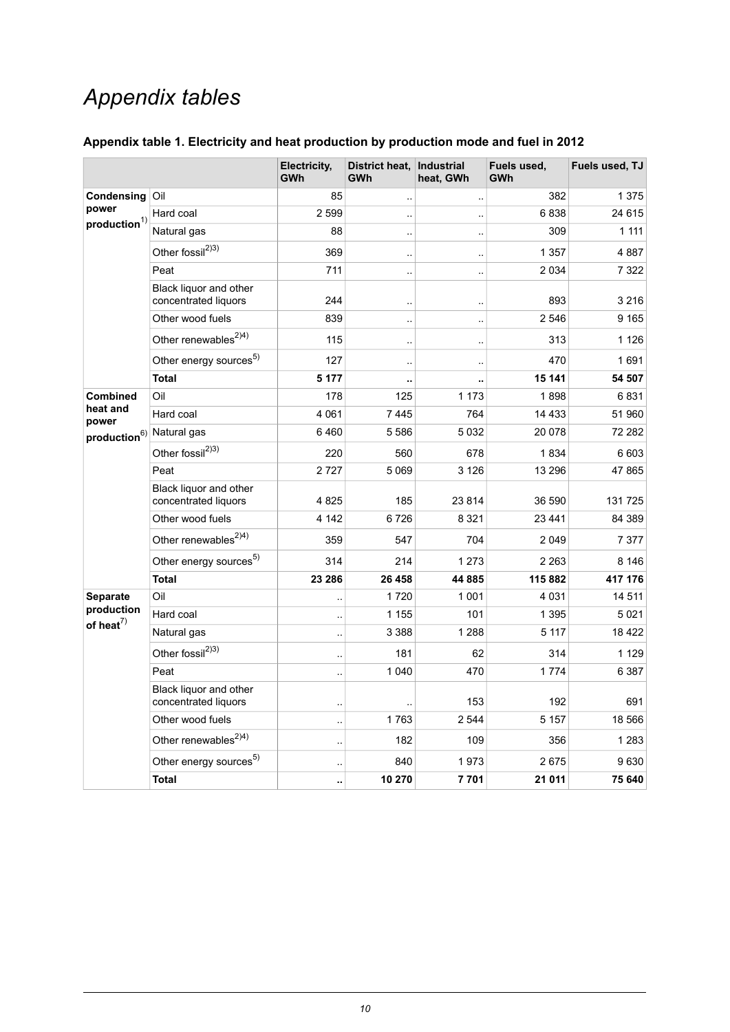# *Appendix tables*

### Appendix table 1. Electricity and heat production by production mode and fuel in 2012

| | | Electricity, GWh | District heat, GWh | Industrial heat, GWh | Fuels used, GWh | Fuels used, TJ |
|---|---|---|---|---|---|---|
| **Condensing power production**[1)] | Oil | 85 | .. | .. | 382 | 1 375 |
| | Hard coal | 2 599 | .. | .. | 6 838 | 24 615 |
| | Natural gas | 88 | .. | .. | 309 | 1 111 |
| | Other fossil[2)3)] | 369 | .. | .. | 1 357 | 4 887 |
| | Peat | 711 | .. | .. | 2 034 | 7 322 |
| | Black liquor and other concentrated liquors | 244 | .. | .. | 893 | 3 216 |
| | Other wood fuels | 839 | .. | .. | 2 546 | 9 165 |
| | Other renewables[2)4)] | 115 | .. | .. | 313 | 1 126 |
| | Other energy sources[5)] | 127 | .. | .. | 470 | 1 691 |
| | **Total** | **5 177** | **..** | **..** | **15 141** | **54 507** |
| **Combined heat and power production**[6)] | Oil | 178 | 125 | 1 173 | 1 898 | 6 831 |
| | Hard coal | 4 061 | 7 445 | 764 | 14 433 | 51 960 |
| | Natural gas | 6 460 | 5 586 | 5 032 | 20 078 | 72 282 |
| | Other fossil[2)3)] | 220 | 560 | 678 | 1 834 | 6 603 |
| | Peat | 2 727 | 5 069 | 3 126 | 13 296 | 47 865 |
| | Black liquor and other concentrated liquors | 4 825 | 185 | 23 814 | 36 590 | 131 725 |
| | Other wood fuels | 4 142 | 6 726 | 8 321 | 23 441 | 84 389 |
| | Other renewables[2)4)] | 359 | 547 | 704 | 2 049 | 7 377 |
| | Other energy sources[5)] | 314 | 214 | 1 273 | 2 263 | 8 146 |
| | **Total** | **23 286** | **26 458** | **44 885** | **115 882** | **417 176** |
| **Separate production of heat**[7)] | Oil | .. | 1 720 | 1 001 | 4 031 | 14 511 |
| | Hard coal | .. | 1 155 | 101 | 1 395 | 5 021 |
| | Natural gas | .. | 3 388 | 1 288 | 5 117 | 18 422 |
| | Other fossil[2)3)] | .. | 181 | 62 | 314 | 1 129 |
| | Peat | .. | 1 040 | 470 | 1 774 | 6 387 |
| | Black liquor and other concentrated liquors | .. | .. | 153 | 192 | 691 |
| | Other wood fuels | .. | 1 763 | 2 544 | 5 157 | 18 566 |
| | Other renewables[2)4)] | .. | 182 | 109 | 356 | 1 283 |
| | Other energy sources[5)] | .. | 840 | 1 973 | 2 675 | 9 630 |
| | **Total** | **..** | **10 270** | **7 701** | **21 011** | **75 640** |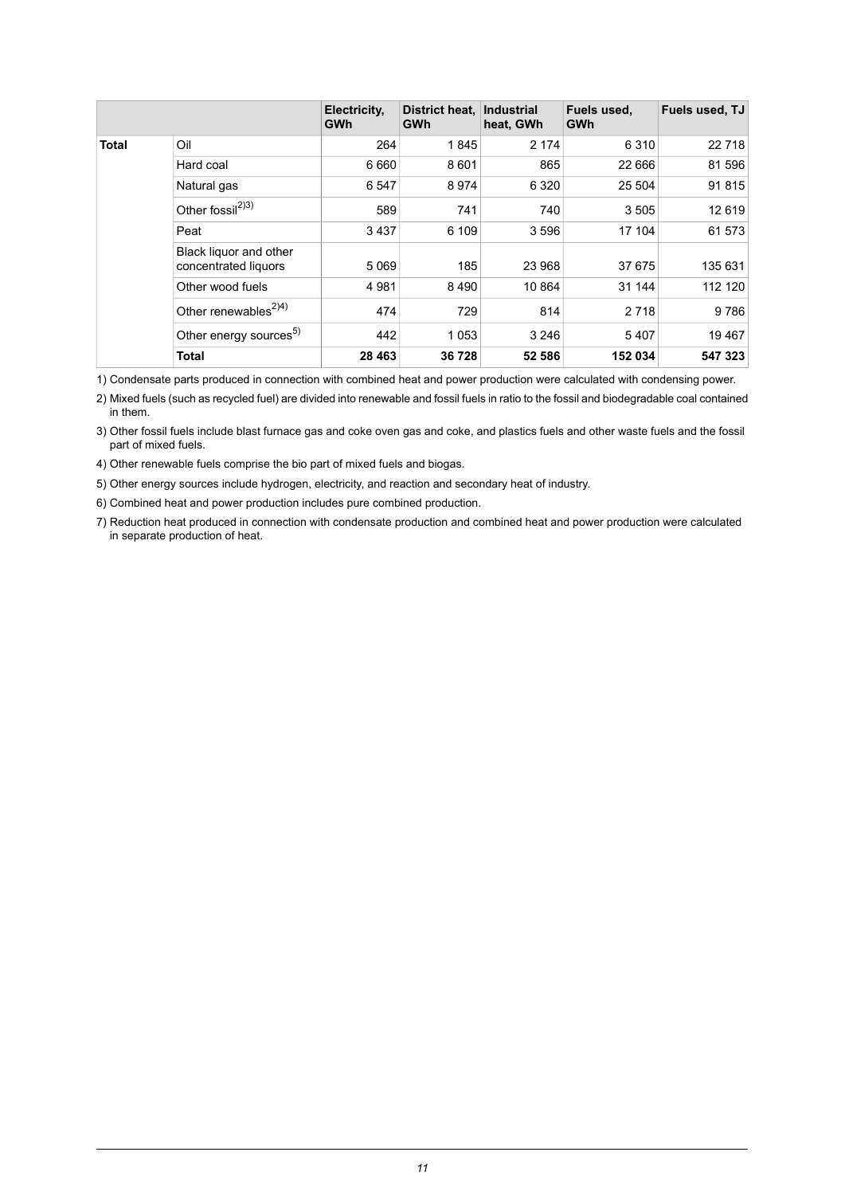| | | Electricity, GWh | District heat, GWh | Industrial heat, GWh | Fuels used, GWh | Fuels used, TJ |
|---|---|---|---|---|---|---|
| **Total** | Oil | 264 | 1 845 | 2 174 | 6 310 | 22 718 |
| | Hard coal | 6 660 | 8 601 | 865 | 22 666 | 81 596 |
| | Natural gas | 6 547 | 8 974 | 6 320 | 25 504 | 91 815 |
| | Other fossil[2)3)] | 589 | 741 | 740 | 3 505 | 12 619 |
| | Peat | 3 437 | 6 109 | 3 596 | 17 104 | 61 573 |
| | Black liquor and other concentrated liquors | 5 069 | 185 | 23 968 | 37 675 | 135 631 |
| | Other wood fuels | 4 981 | 8 490 | 10 864 | 31 144 | 112 120 |
| | Other renewables[2)4)] | 474 | 729 | 814 | 2 718 | 9 786 |
| | Other energy sources[5)] | 442 | 1 053 | 3 246 | 5 407 | 19 467 |
| | **Total** | **28 463** | **36 728** | **52 586** | **152 034** | **547 323** |

1) Condensate parts produced in connection with combined heat and power production were calculated with condensing power.

2) Mixed fuels (such as recycled fuel) are divided into renewable and fossil fuels in ratio to the fossil and biodegradable coal contained in them.

3) Other fossil fuels include blast furnace gas and coke oven gas and coke, and plastics fuels and other waste fuels and the fossil part of mixed fuels.

4) Other renewable fuels comprise the bio part of mixed fuels and biogas.

5) Other energy sources include hydrogen, electricity, and reaction and secondary heat of industry.

6) Combined heat and power production includes pure combined production.

7) Reduction heat produced in connection with condensate production and combined heat and power production were calculated in separate production of heat.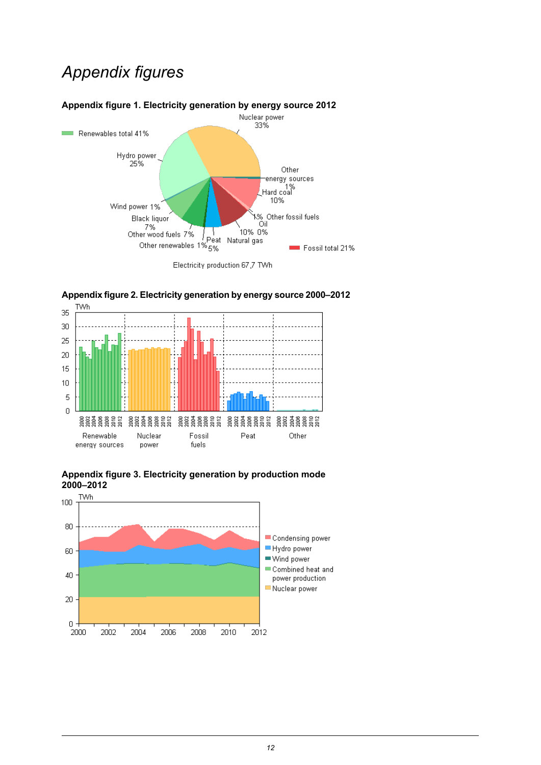# Appendix figures

**Appendix figure 1. Electricity generation by energy source 2012**

**Appendix figure 2. Electricity generation by energy source 2000–2012**

**Appendix figure 3. Electricity generation by production mode 2000–2012**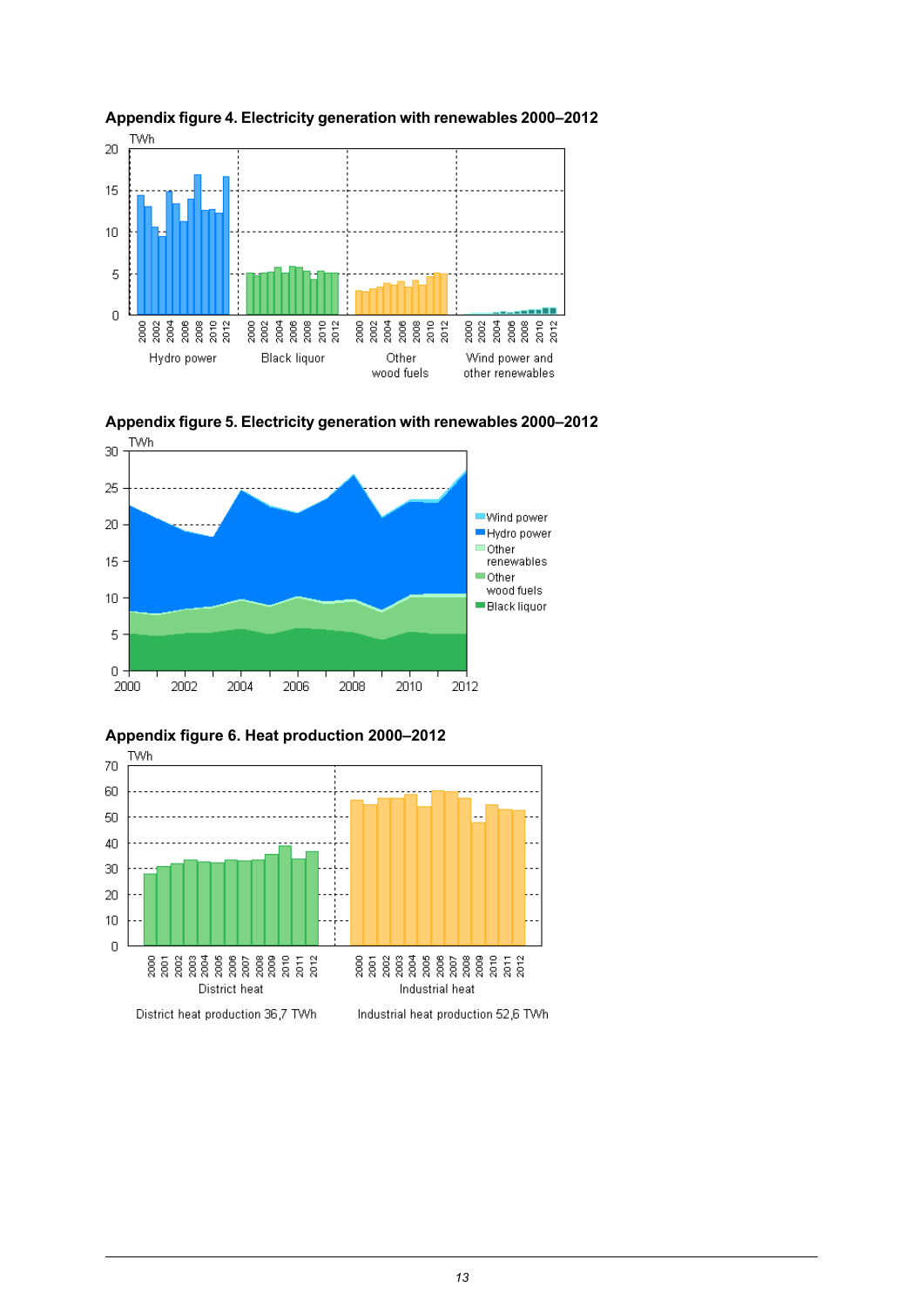**Appendix figure 4. Electricity generation with renewables 2000–2012**

TWh

Hydro power | Black liquor | Other wood fuels | Wind power and other renewables

**Appendix figure 5. Electricity generation with renewables 2000–2012**

TWh

Wind power | Hydro power | Other renewables | Other wood fuels | Black liquor

**Appendix figure 6. Heat production 2000–2012**

TWh

District heat | Industrial heat

District heat production 36,7 TWh

Industrial heat production 52,6 TWh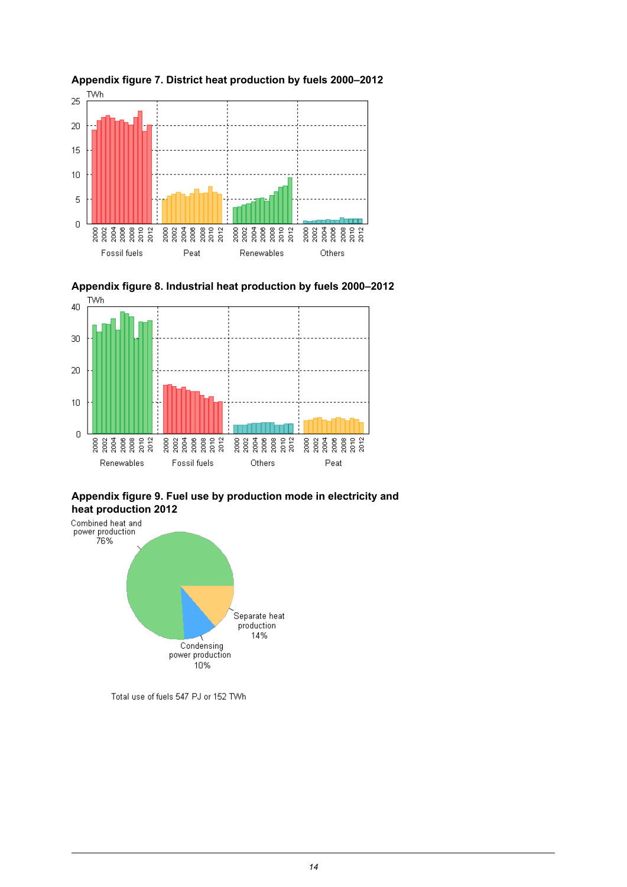**Appendix figure 7. District heat production by fuels 2000–2012**

TWh

Fossil fuels | Peat | Renewables | Others

**Appendix figure 8. Industrial heat production by fuels 2000–2012**

TWh

Renewables | Fossil fuels | Others | Peat

**Appendix figure 9. Fuel use by production mode in electricity and heat production 2012**

Combined heat and power production 76%

Separate heat production 14%

Condensing power production 10%

Total use of fuels 547 PJ or 152 TWh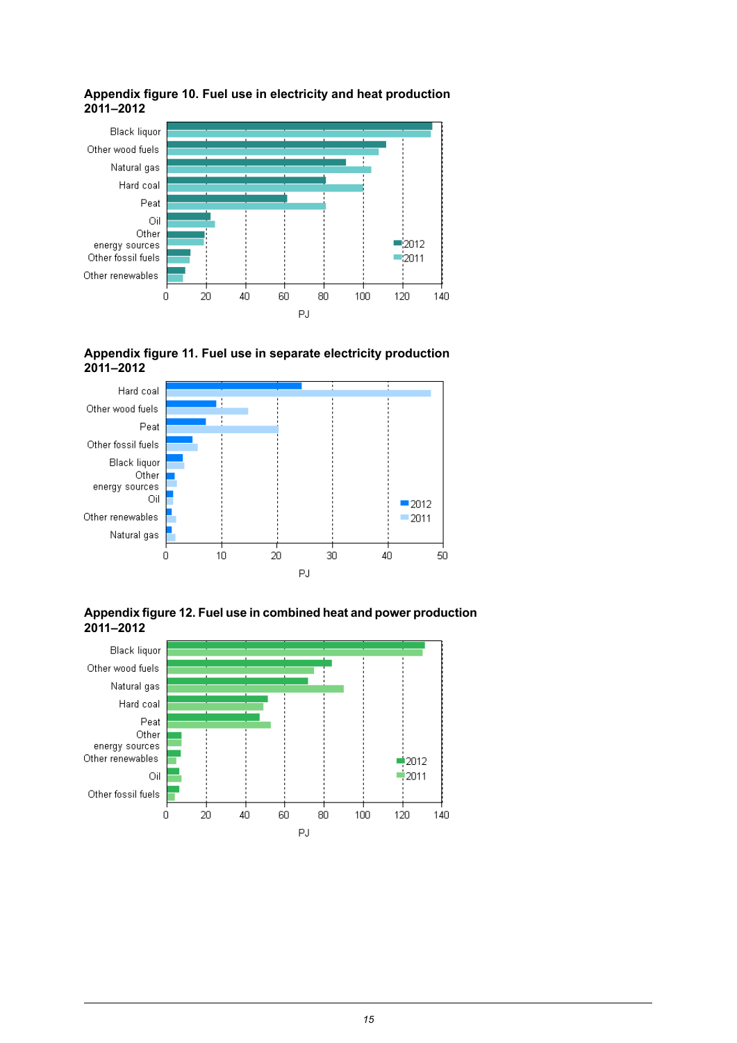**Appendix figure 10. Fuel use in electricity and heat production 2011–2012**

Black liquor
Other wood fuels
Natural gas
Hard coal
Peat
Oil
Other energy sources
Other fossil fuels
Other renewables

2012
2011

0 20 40 60 80 100 120 140

PJ

**Appendix figure 11. Fuel use in separate electricity production 2011–2012**

Hard coal
Other wood fuels
Peat
Other fossil fuels
Black liquor
Other energy sources
Oil
Other renewables
Natural gas

2012
2011

0 10 20 30 40 50

PJ

**Appendix figure 12. Fuel use in combined heat and power production 2011–2012**

Black liquor
Other wood fuels
Natural gas
Hard coal
Peat
Other energy sources
Other renewables
Oil
Other fossil fuels

2012
2011

0 20 40 60 80 100 120 140

PJ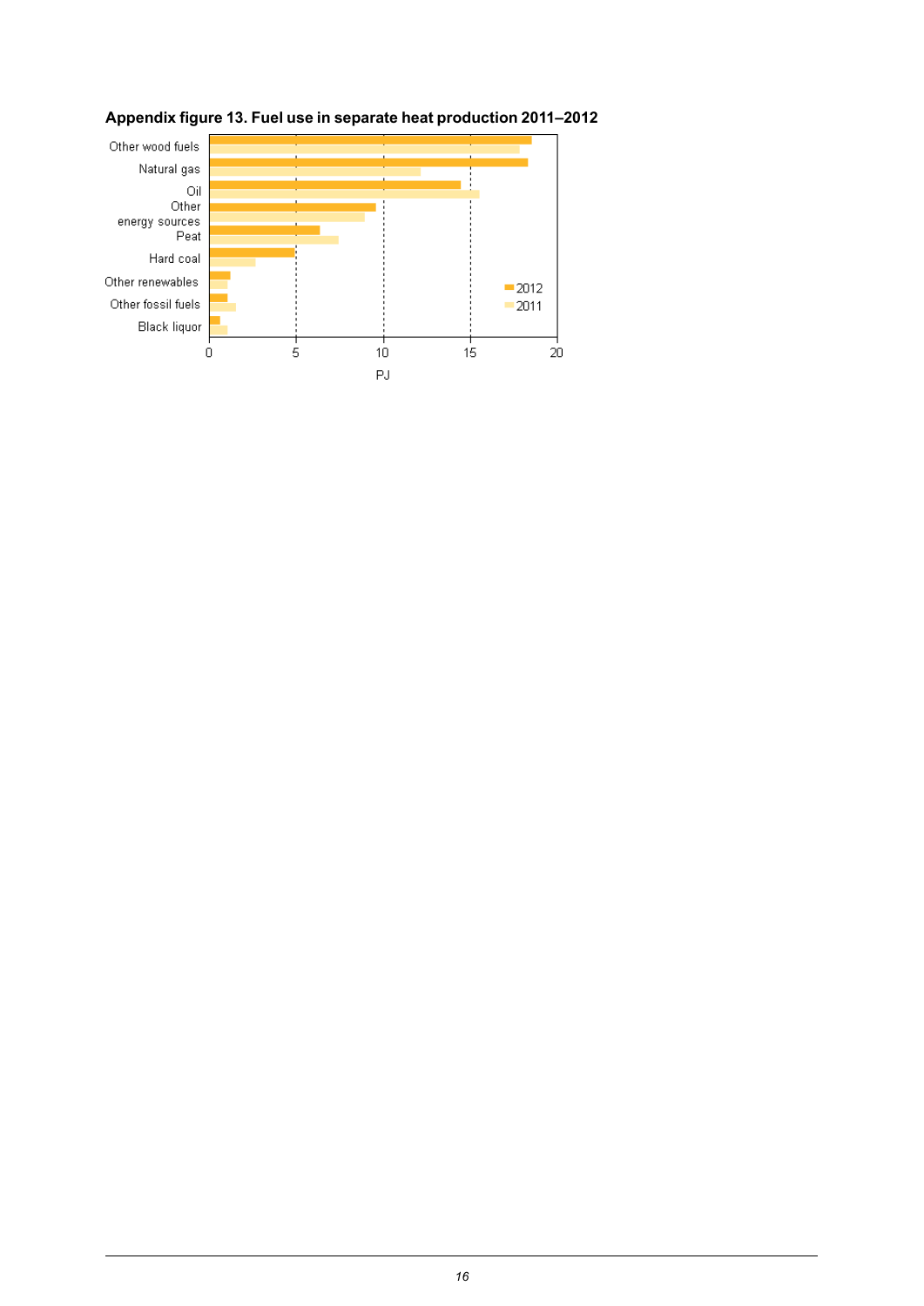**Appendix figure 13. Fuel use in separate heat production 2011–2012**

Other wood fuels
Natural gas
Oil
Other energy sources
Peat
Hard coal
Other renewables
Other fossil fuels
Black liquor

0 5 10 15 20

PJ

2012
2011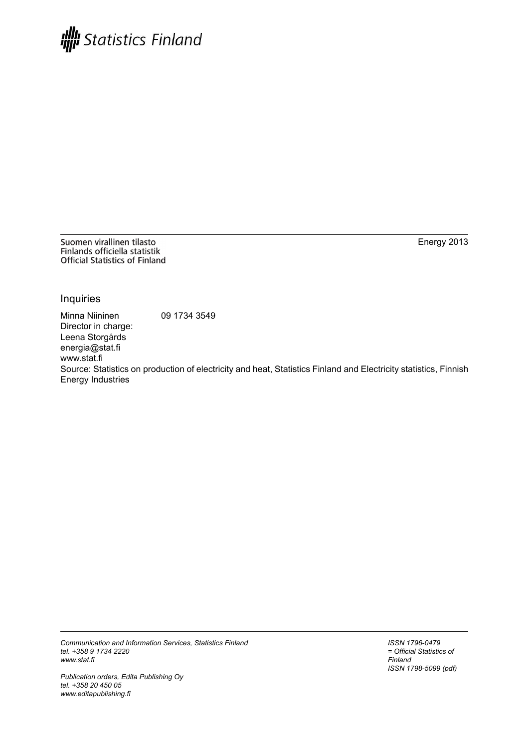Statistics Finland

Suomen virallinen tilasto
Finlands officiella statistik
**Official Statistics of Finland**

Energy 2013

## Inquiries

Minna Niininen 09 1734 3549
Director in charge:
Leena Storgårds
energia@stat.fi
www.stat.fi
Source: Statistics on production of electricity and heat, Statistics Finland and Electricity statistics, Finnish Energy Industries

*Communication and Information Services, Statistics Finland*
*tel. +358 9 1734 2220*
*www.stat.fi*

*Publication orders, Edita Publishing Oy*
*tel. +358 20 450 05*
*www.editapublishing.fi*

*ISSN 1796-0479*
*= Official Statistics of Finland*
*ISSN 1798-5099 (pdf)*